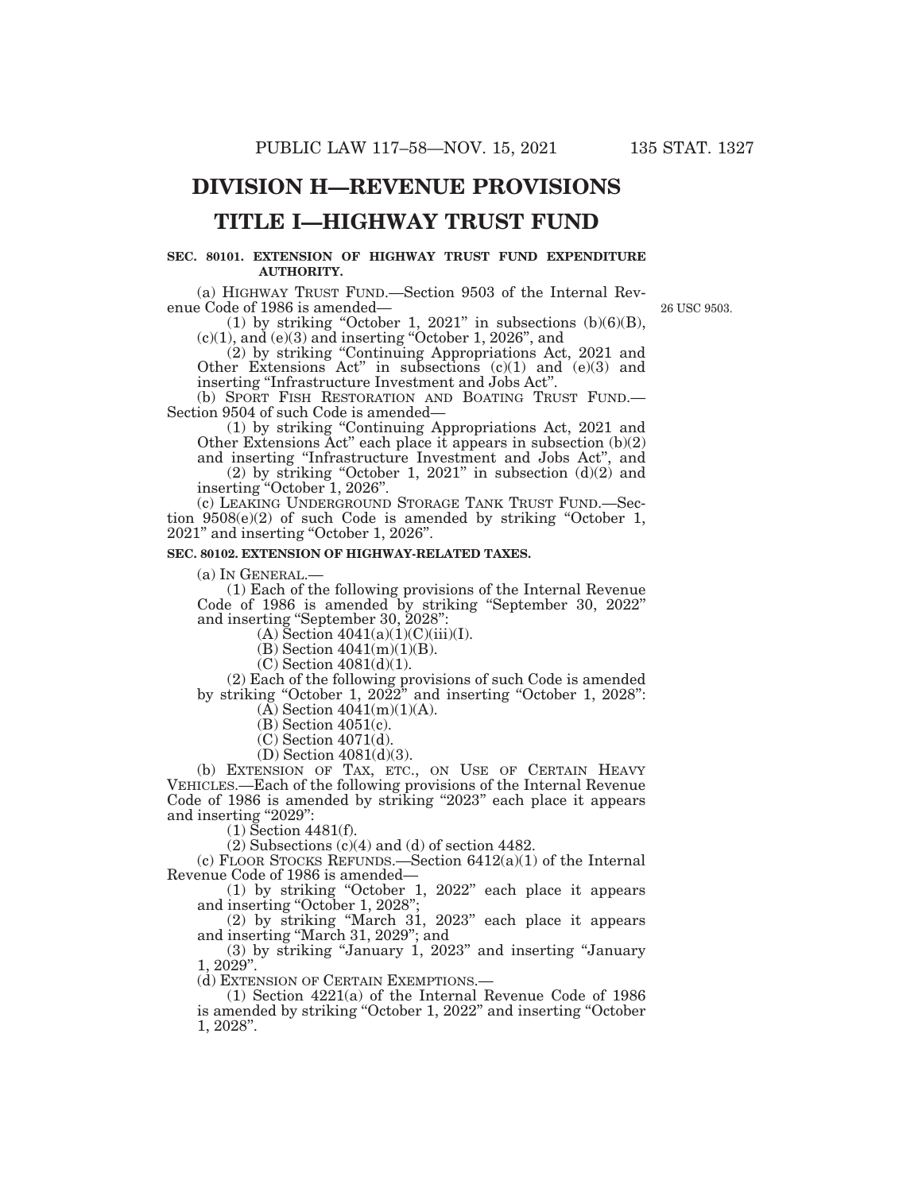# DIVISION H—REVENUE PROVISIONS

# TITLE I—HIGHWAY TRUST FUND

### SEC. 80101. EXTENSION OF HIGHWAY TRUST FUND EXPENDITURE AUTHORITY.

(a) HIGHWAY TRUST FUND.—Section 9503 of the Internal Revenue Code of 1986 is amended—

26 USC 9503.

(1) by striking "October 1, 2021" in subsections (b)(6)(B), (c)(1), and (e)(3) and inserting "October 1, 2026", and

(2) by striking "Continuing Appropriations Act, 2021 and Other Extensions Act" in subsections (c)(1) and (e)(3) and inserting "Infrastructure Investment and Jobs Act".

(b) SPORT FISH RESTORATION AND BOATING TRUST FUND.—Section 9504 of such Code is amended—

(1) by striking "Continuing Appropriations Act, 2021 and Other Extensions Act" each place it appears in subsection (b)(2) and inserting "Infrastructure Investment and Jobs Act", and

(2) by striking "October 1, 2021" in subsection (d)(2) and inserting "October 1, 2026".

(c) LEAKING UNDERGROUND STORAGE TANK TRUST FUND.—Section 9508(e)(2) of such Code is amended by striking "October 1, 2021" and inserting "October 1, 2026".

### SEC. 80102. EXTENSION OF HIGHWAY-RELATED TAXES.

(a) IN GENERAL.—

(1) Each of the following provisions of the Internal Revenue Code of 1986 is amended by striking "September 30, 2022" and inserting "September 30, 2028":

(A) Section 4041(a)(1)(C)(iii)(I).

(B) Section 4041(m)(1)(B).

(C) Section 4081(d)(1).

(2) Each of the following provisions of such Code is amended by striking "October 1, 2022" and inserting "October 1, 2028":

(A) Section 4041(m)(1)(A).

(B) Section 4051(c).

(C) Section 4071(d).

(D) Section 4081(d)(3).

(b) EXTENSION OF TAX, ETC., ON USE OF CERTAIN HEAVY VEHICLES.—Each of the following provisions of the Internal Revenue Code of 1986 is amended by striking "2023" each place it appears and inserting "2029":

(1) Section 4481(f).

(2) Subsections (c)(4) and (d) of section 4482.

(c) FLOOR STOCKS REFUNDS.—Section 6412(a)(1) of the Internal Revenue Code of 1986 is amended—

(1) by striking "October 1, 2022" each place it appears and inserting "October 1, 2028";

(2) by striking "March 31, 2023" each place it appears and inserting "March 31, 2029"; and

(3) by striking "January 1, 2023" and inserting "January 1, 2029".

(d) EXTENSION OF CERTAIN EXEMPTIONS.—

(1) Section 4221(a) of the Internal Revenue Code of 1986 is amended by striking "October 1, 2022" and inserting "October 1, 2028".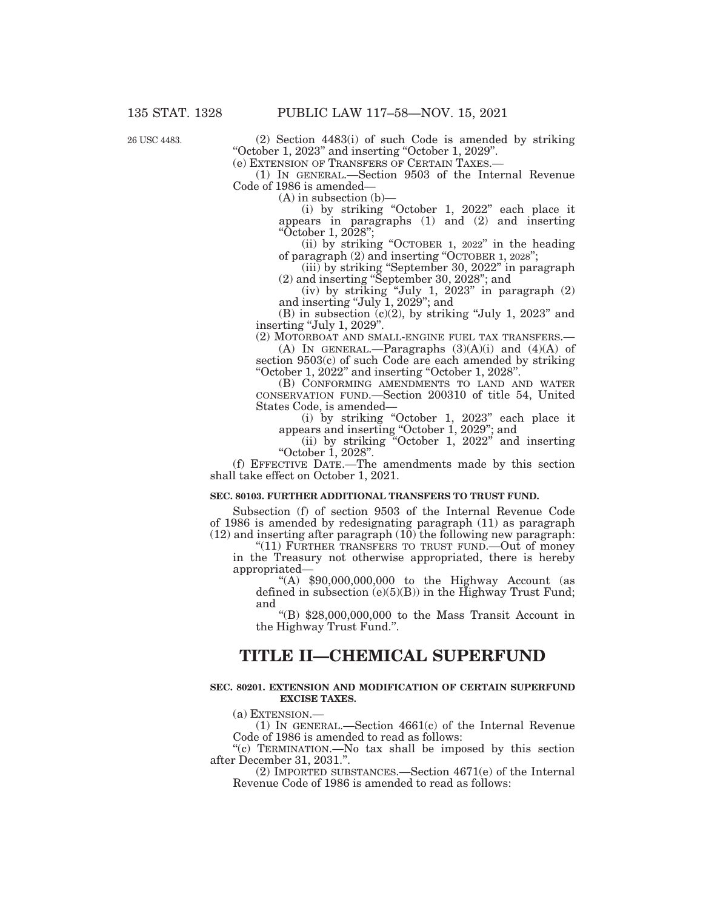26 USC 4483.

(2) Section 4483(i) of such Code is amended by striking "October 1, 2023" and inserting "October 1, 2029".

(e) EXTENSION OF TRANSFERS OF CERTAIN TAXES.—

(1) IN GENERAL.—Section 9503 of the Internal Revenue Code of 1986 is amended—

(A) in subsection (b)—

(i) by striking "October 1, 2022" each place it appears in paragraphs (1) and (2) and inserting "October 1, 2028";

(ii) by striking "OCTOBER 1, 2022" in the heading of paragraph (2) and inserting "OCTOBER 1, 2028";

(iii) by striking "September 30, 2022" in paragraph (2) and inserting "September 30, 2028"; and

(iv) by striking "July 1, 2023" in paragraph (2) and inserting "July 1, 2029"; and

(B) in subsection (c)(2), by striking "July 1, 2023" and inserting "July 1, 2029".

(2) MOTORBOAT AND SMALL-ENGINE FUEL TAX TRANSFERS.—

(A) IN GENERAL.—Paragraphs (3)(A)(i) and (4)(A) of section 9503(c) of such Code are each amended by striking "October 1, 2022" and inserting "October 1, 2028".

(B) CONFORMING AMENDMENTS TO LAND AND WATER CONSERVATION FUND.—Section 200310 of title 54, United States Code, is amended—

(i) by striking "October 1, 2023" each place it appears and inserting "October 1, 2029"; and

(ii) by striking "October 1, 2022" and inserting "October 1, 2028".

(f) EFFECTIVE DATE.—The amendments made by this section shall take effect on October 1, 2021.

**SEC. 80103. FURTHER ADDITIONAL TRANSFERS TO TRUST FUND.**

Subsection (f) of section 9503 of the Internal Revenue Code of 1986 is amended by redesignating paragraph (11) as paragraph (12) and inserting after paragraph (10) the following new paragraph:

"(11) FURTHER TRANSFERS TO TRUST FUND.—Out of money in the Treasury not otherwise appropriated, there is hereby appropriated—

"(A) $90,000,000,000 to the Highway Account (as defined in subsection (e)(5)(B)) in the Highway Trust Fund; and

"(B) $28,000,000,000 to the Mass Transit Account in the Highway Trust Fund.".

# TITLE II—CHEMICAL SUPERFUND

**SEC. 80201. EXTENSION AND MODIFICATION OF CERTAIN SUPERFUND EXCISE TAXES.**

(a) EXTENSION.—

(1) IN GENERAL.—Section 4661(c) of the Internal Revenue Code of 1986 is amended to read as follows:

"(c) TERMINATION.—No tax shall be imposed by this section after December 31, 2031.".

(2) IMPORTED SUBSTANCES.—Section 4671(e) of the Internal Revenue Code of 1986 is amended to read as follows: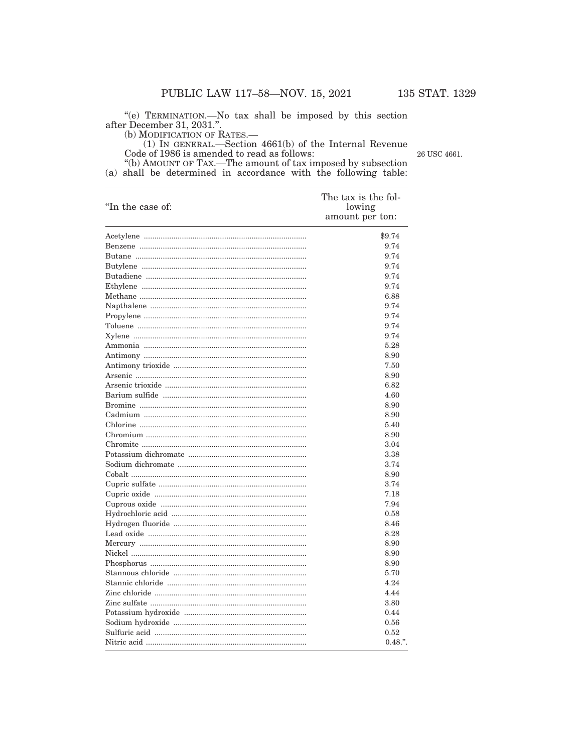"(e) TERMINATION.—No tax shall be imposed by this section after December 31, 2031.".

(b) MODIFICATION OF RATES.—

(1) IN GENERAL.—Section 4661(b) of the Internal Revenue Code of 1986 is amended to read as follows:

26 USC 4661.

"(b) AMOUNT OF TAX.—The amount of tax imposed by subsection (a) shall be determined in accordance with the following table:

| "In the case of: | The tax is the following amount per ton: |
|---|---|
| Acetylene | $9.74 |
| Benzene | 9.74 |
| Butane | 9.74 |
| Butylene | 9.74 |
| Butadiene | 9.74 |
| Ethylene | 9.74 |
| Methane | 6.88 |
| Napthalene | 9.74 |
| Propylene | 9.74 |
| Toluene | 9.74 |
| Xylene | 9.74 |
| Ammonia | 5.28 |
| Antimony | 8.90 |
| Antimony trioxide | 7.50 |
| Arsenic | 8.90 |
| Arsenic trioxide | 6.82 |
| Barium sulfide | 4.60 |
| Bromine | 8.90 |
| Cadmium | 8.90 |
| Chlorine | 5.40 |
| Chromium | 8.90 |
| Chromite | 3.04 |
| Potassium dichromate | 3.38 |
| Sodium dichromate | 3.74 |
| Cobalt | 8.90 |
| Cupric sulfate | 3.74 |
| Cupric oxide | 7.18 |
| Cuprous oxide | 7.94 |
| Hydrochloric acid | 0.58 |
| Hydrogen fluoride | 8.46 |
| Lead oxide | 8.28 |
| Mercury | 8.90 |
| Nickel | 8.90 |
| Phosphorus | 8.90 |
| Stannous chloride | 5.70 |
| Stannic chloride | 4.24 |
| Zinc chloride | 4.44 |
| Zinc sulfate | 3.80 |
| Potassium hydroxide | 0.44 |
| Sodium hydroxide | 0.56 |
| Sulfuric acid | 0.52 |
| Nitric acid | 0.48.". |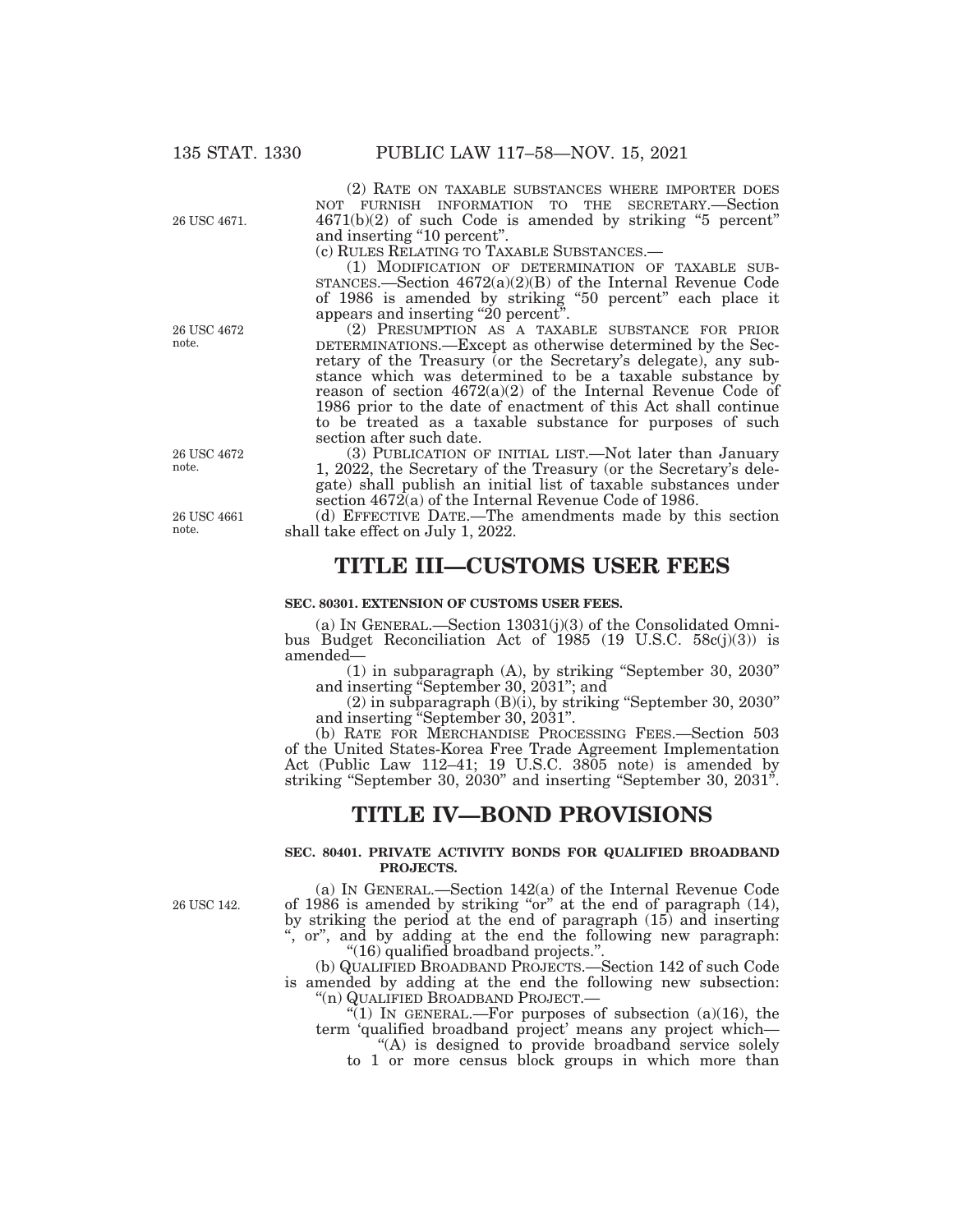(2) RATE ON TAXABLE SUBSTANCES WHERE IMPORTER DOES NOT FURNISH INFORMATION TO THE SECRETARY.—Section 4671(b)(2) of such Code is amended by striking "5 percent" and inserting "10 percent".

26 USC 4671.

(c) RULES RELATING TO TAXABLE SUBSTANCES.—

(1) MODIFICATION OF DETERMINATION OF TAXABLE SUBSTANCES.—Section 4672(a)(2)(B) of the Internal Revenue Code of 1986 is amended by striking "50 percent" each place it appears and inserting "20 percent".

26 USC 4672 note.

(2) PRESUMPTION AS A TAXABLE SUBSTANCE FOR PRIOR DETERMINATIONS.—Except as otherwise determined by the Secretary of the Treasury (or the Secretary's delegate), any substance which was determined to be a taxable substance by reason of section 4672(a)(2) of the Internal Revenue Code of 1986 prior to the date of enactment of this Act shall continue to be treated as a taxable substance for purposes of such section after such date.

26 USC 4672 note.

(3) PUBLICATION OF INITIAL LIST.—Not later than January 1, 2022, the Secretary of the Treasury (or the Secretary's delegate) shall publish an initial list of taxable substances under section 4672(a) of the Internal Revenue Code of 1986.

26 USC 4661 note.

(d) EFFECTIVE DATE.—The amendments made by this section shall take effect on July 1, 2022.

# TITLE III—CUSTOMS USER FEES

### SEC. 80301. EXTENSION OF CUSTOMS USER FEES.

(a) IN GENERAL.—Section 13031(j)(3) of the Consolidated Omnibus Budget Reconciliation Act of 1985 (19 U.S.C. 58c(j)(3)) is amended—

(1) in subparagraph (A), by striking "September 30, 2030" and inserting "September 30, 2031"; and

(2) in subparagraph (B)(i), by striking "September 30, 2030" and inserting "September 30, 2031".

(b) RATE FOR MERCHANDISE PROCESSING FEES.—Section 503 of the United States-Korea Free Trade Agreement Implementation Act (Public Law 112–41; 19 U.S.C. 3805 note) is amended by striking "September 30, 2030" and inserting "September 30, 2031".

# TITLE IV—BOND PROVISIONS

### SEC. 80401. PRIVATE ACTIVITY BONDS FOR QUALIFIED BROADBAND PROJECTS.

26 USC 142.

(a) IN GENERAL.—Section 142(a) of the Internal Revenue Code of 1986 is amended by striking "or" at the end of paragraph (14), by striking the period at the end of paragraph (15) and inserting ", or", and by adding at the end the following new paragraph:

"(16) qualified broadband projects.".

(b) QUALIFIED BROADBAND PROJECTS.—Section 142 of such Code is amended by adding at the end the following new subsection:

"(n) QUALIFIED BROADBAND PROJECT.—

"(1) IN GENERAL.—For purposes of subsection (a)(16), the term 'qualified broadband project' means any project which—

"(A) is designed to provide broadband service solely to 1 or more census block groups in which more than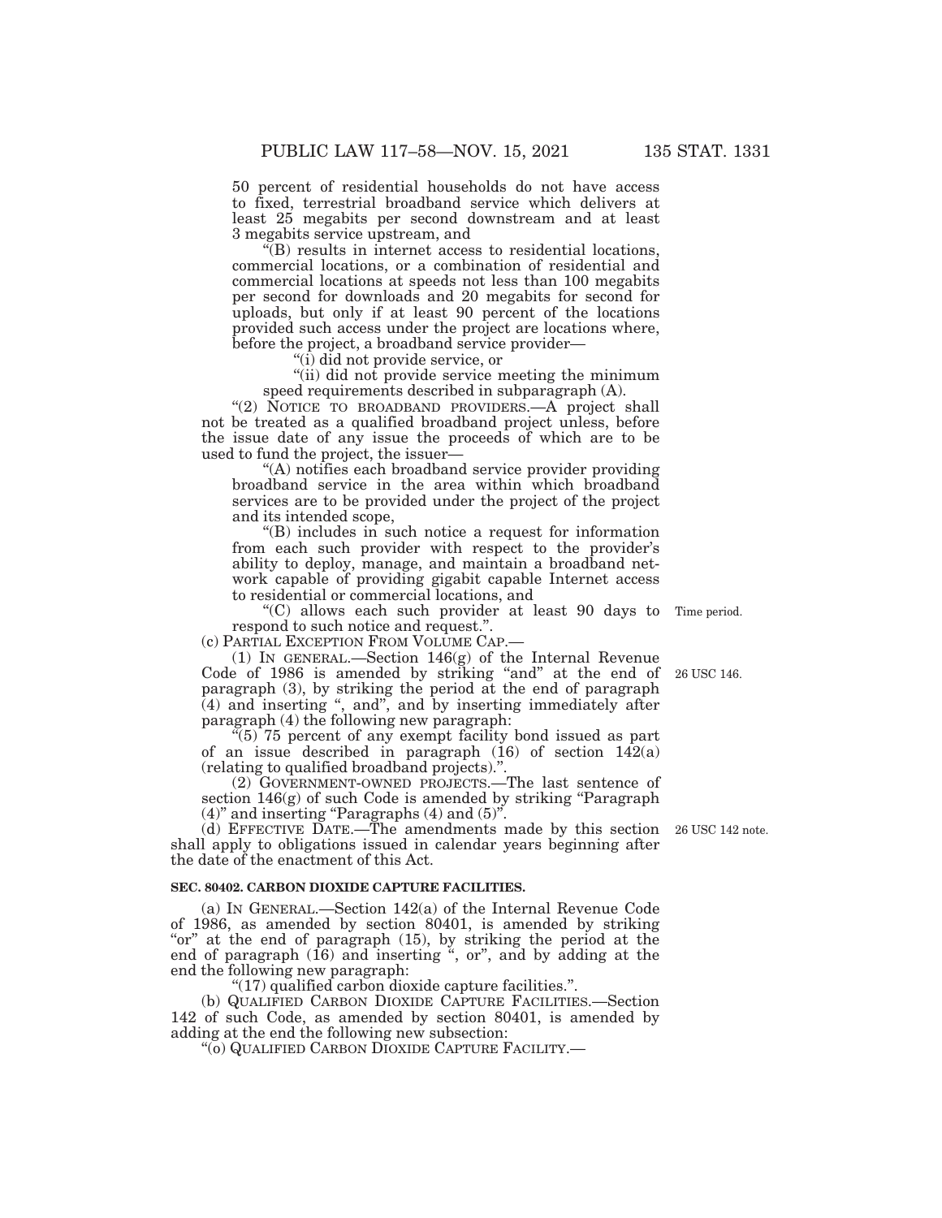50 percent of residential households do not have access to fixed, terrestrial broadband service which delivers at least 25 megabits per second downstream and at least 3 megabits service upstream, and

"(B) results in internet access to residential locations, commercial locations, or a combination of residential and commercial locations at speeds not less than 100 megabits per second for downloads and 20 megabits for second for uploads, but only if at least 90 percent of the locations provided such access under the project are locations where, before the project, a broadband service provider—

"(i) did not provide service, or

"(ii) did not provide service meeting the minimum speed requirements described in subparagraph (A).

"(2) NOTICE TO BROADBAND PROVIDERS.—A project shall not be treated as a qualified broadband project unless, before the issue date of any issue the proceeds of which are to be used to fund the project, the issuer—

"(A) notifies each broadband service provider providing broadband service in the area within which broadband services are to be provided under the project of the project and its intended scope,

"(B) includes in such notice a request for information from each such provider with respect to the provider's ability to deploy, manage, and maintain a broadband network capable of providing gigabit capable Internet access to residential or commercial locations, and

"(C) allows each such provider at least 90 days to respond to such notice and request.". Time period.

(c) PARTIAL EXCEPTION FROM VOLUME CAP.—

(1) IN GENERAL.—Section 146(g) of the Internal Revenue Code of 1986 is amended by striking "and" at the end of paragraph (3), by striking the period at the end of paragraph (4) and inserting ", and", and by inserting immediately after paragraph (4) the following new paragraph: 26 USC 146.

"(5) 75 percent of any exempt facility bond issued as part of an issue described in paragraph (16) of section 142(a) (relating to qualified broadband projects).".

(2) GOVERNMENT-OWNED PROJECTS.—The last sentence of section 146(g) of such Code is amended by striking "Paragraph (4)" and inserting "Paragraphs (4) and (5)".

(d) EFFECTIVE DATE.—The amendments made by this section shall apply to obligations issued in calendar years beginning after the date of the enactment of this Act. 26 USC 142 note.

**SEC. 80402. CARBON DIOXIDE CAPTURE FACILITIES.**

(a) IN GENERAL.—Section 142(a) of the Internal Revenue Code of 1986, as amended by section 80401, is amended by striking "or" at the end of paragraph (15), by striking the period at the end of paragraph (16) and inserting ", or", and by adding at the end the following new paragraph:

"(17) qualified carbon dioxide capture facilities.".

(b) QUALIFIED CARBON DIOXIDE CAPTURE FACILITIES.—Section 142 of such Code, as amended by section 80401, is amended by adding at the end the following new subsection:

"(o) QUALIFIED CARBON DIOXIDE CAPTURE FACILITY.—